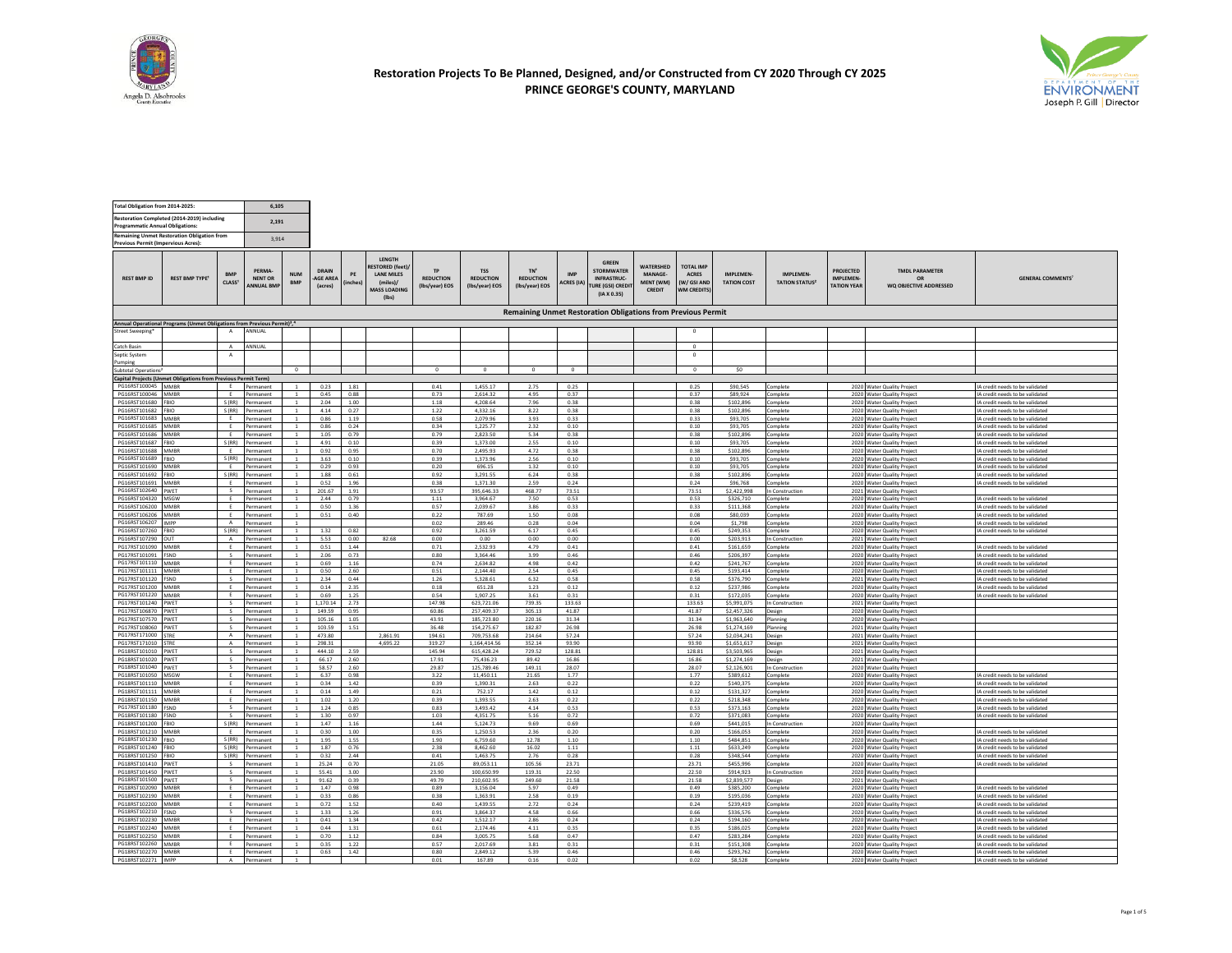# Restoration Projects To Be Planned, Designed, and/or Constructed from CY 2020 Through CY 2025

## PRINCE GEORGE'S COUNTY, MARYLAND

Angela D. Alsobrooks, County Executive

Prince George's County Department of the Environment — Joseph P. Gill, Director

| | |
|---|---|
| Total Obligation from 2014-2025: | 6,105 |
| Restoration Completed (2014-2019) including Programmatic Annual Obligations: | 2,191 |
| Remaining Unmet Restoration Obligation from Previous Permit (Impervious Acres): | 3,914 |

| REST BMP ID | REST BMP TYPE[1] | BMP CLASS[2] | PERMANENT OR ANNUAL BMP | NUM BMP | DRAIN-AGE AREA (acres) | PE (inches) | LENGTH RESTORED (feet)/ LANE MILES (miles)/ MASS LOADING (lbs) | TP REDUCTION (lbs/year) EOS | TSS REDUCTION (lbs/year) EOS | TN[3] REDUCTION (lbs/year) EOS | IMP ACRES (IA) | GREEN STORMWATER INFRASTRUCTURE (GSI) CREDIT (IA X 0.35) | WATERSHED MANAGEMENT (WM) CREDIT | TOTAL IMP ACRES (W/ GSI AND WM CREDITS) | IMPLEMENTATION COST | IMPLEMENTATION STATUS[4] | PROJECTED IMPLEMENTATION YEAR | TMDL PARAMETER OR WQ OBJECTIVE ADDRESSED | GENERAL COMMENTS[7] |
|---|---|---|---|---|---|---|---|---|---|---|---|---|---|---|---|---|---|---|---|
| **Remaining Unmet Restoration Obligations from Previous Permit** | | | | | | | | | | | | | | | | | | | |
| **Annual Operational Programs (Unmet Obligations from Previous Permit)[5], [6]** | | | | | | | | | | | | | | | | | | | |
| Street Sweeping[6] | | A | ANNUAL | | | | | | | | | | | 0 | | | | | |
| Catch Basin | | A | ANNUAL | | | | | | | | | | | 0 | | | | | |
| Septic System Pumping | | A | | | | | | | | | | | | 0 | | | | | |
| Subtotal Operations[6] | | | | 0 | | | | 0 | 0 | 0 | 0 | | | 0 | $0 | | | | |
| **Capital Projects (Unmet Obligations from Previous Permit Term)** | | | | | | | | | | | | | | | | | | | |
| PG16RST100045 | MMBR | E | Permanent | 1 | 0.23 | 1.81 | | 0.41 | 1,455.17 | 2.75 | 0.25 | | | 0.25 | $90,545 | Complete | 2020 | Water Quality Project | IA credit needs to be validated |
| PG16RST100046 | MMBR | E | Permanent | 1 | 0.45 | 0.88 | | 0.73 | 2,614.32 | 4.95 | 0.37 | | | 0.37 | $89,924 | Complete | 2020 | Water Quality Project | IA credit needs to be validated |
| PG16RST101680 | FBIO | S (RR) | Permanent | 1 | 2.04 | 1.00 | | 1.18 | 4,208.64 | 7.96 | 0.38 | | | 0.38 | $102,896 | Complete | 2020 | Water Quality Project | IA credit needs to be validated |
| PG16RST101682 | FBIO | S (RR) | Permanent | 1 | 4.14 | 0.27 | | 1.22 | 4,332.16 | 8.22 | 0.38 | | | 0.38 | $102,896 | Complete | 2020 | Water Quality Project | IA credit needs to be validated |
| PG16RST101683 | MMBR | E | Permanent | 1 | 0.86 | 1.19 | | 0.58 | 2,079.96 | 3.93 | 0.33 | | | 0.33 | $93,705 | Complete | 2020 | Water Quality Project | IA credit needs to be validated |
| PG16RST101685 | MMBR | E | Permanent | 1 | 0.86 | 0.24 | | 0.34 | 1,225.77 | 2.32 | 0.10 | | | 0.10 | $93,705 | Complete | 2020 | Water Quality Project | IA credit needs to be validated |
| PG16RST101686 | MMBR | E | Permanent | 1 | 1.05 | 0.79 | | 0.79 | 2,823.50 | 5.34 | 0.38 | | | 0.38 | $102,896 | Complete | 2020 | Water Quality Project | IA credit needs to be validated |
| PG16RST101687 | FBIO | S (RR) | Permanent | 1 | 4.91 | 0.10 | | 0.39 | 1,373.00 | 2.55 | 0.10 | | | 0.10 | $93,705 | Complete | 2020 | Water Quality Project | IA credit needs to be validated |
| PG16RST101688 | MMBR | E | Permanent | 1 | 0.92 | 0.95 | | 0.70 | 2,495.93 | 4.72 | 0.38 | | | 0.38 | $102,896 | Complete | 2020 | Water Quality Project | IA credit needs to be validated |
| PG16RST101689 | FBIO | S (RR) | Permanent | 1 | 3.63 | 0.10 | | 0.39 | 1,373.96 | 2.56 | 0.10 | | | 0.10 | $93,705 | Complete | 2020 | Water Quality Project | IA credit needs to be validated |
| PG16RST101690 | MMBR | E | Permanent | 1 | 0.29 | 0.93 | | 0.20 | 696.15 | 1.32 | 0.10 | | | 0.10 | $93,705 | Complete | 2020 | Water Quality Project | IA credit needs to be validated |
| PG16RST101692 | FBIO | S (RR) | Permanent | 1 | 1.88 | 0.61 | | 0.92 | 3,291.55 | 6.24 | 0.38 | | | 0.38 | $102,896 | Complete | 2020 | Water Quality Project | IA credit needs to be validated |
| PG16RST101691 | MMBR | E | Permanent | 1 | 0.52 | 1.96 | | 0.38 | 1,371.30 | 2.59 | 0.24 | | | 0.24 | $96,768 | Complete | 2020 | Water Quality Project | IA credit needs to be validated |
| PG16RST102640 | PWET | S | Permanent | 1 | 201.67 | 1.91 | | 93.57 | 395,646.33 | 468.77 | 73.51 | | | 73.51 | $2,422,998 | In Construction | 2021 | Water Quality Project | |
| PG16RST104320 | MSGW | E | Permanent | 1 | 2.44 | 0.79 | | 1.11 | 3,964.67 | 7.50 | 0.53 | | | 0.53 | $326,710 | Complete | 2020 | Water Quality Project | IA credit needs to be validated |
| PG16RST106200 | MMBR | E | Permanent | 1 | 0.50 | 1.36 | | 0.57 | 2,039.67 | 3.86 | 0.33 | | | 0.33 | $111,368 | Complete | 2020 | Water Quality Project | IA credit needs to be validated |
| PG16RST106206 | MMBR | E | Permanent | 1 | 0.51 | 0.40 | | 0.22 | 787.69 | 1.50 | 0.08 | | | 0.08 | $80,039 | Complete | 2020 | Water Quality Project | IA credit needs to be validated |
| PG16RST106207 | IMPP | A | Permanent | 1 | | | | 0.02 | 289.46 | 0.28 | 0.04 | | | 0.04 | $1,798 | Complete | 2020 | Water Quality Project | IA credit needs to be validated |
| PG16RST107260 | FBIO | S (RR) | Permanent | 1 | 1.32 | 0.82 | | 0.92 | 3,261.59 | 6.17 | 0.45 | | | 0.45 | $249,353 | Complete | 2020 | Water Quality Project | IA credit needs to be validated |
| PG16RST107290 | OUT | A | Permanent | 1 | 5.53 | 0.00 | 82.68 | 0.00 | 0.00 | 0.00 | 0.00 | | | 0.00 | $203,913 | In Construction | 2021 | Water Quality Project | |
| PG17RST101090 | MMBR | E | Permanent | 1 | 0.51 | 1.44 | | 0.71 | 2,532.93 | 4.79 | 0.41 | | | 0.41 | $161,659 | Complete | 2020 | Water Quality Project | IA credit needs to be validated |
| PG17RST101091 | FSND | S | Permanent | 1 | 2.06 | 0.73 | | 0.80 | 3,364.46 | 3.99 | 0.46 | | | 0.46 | $206,397 | Complete | 2020 | Water Quality Project | IA credit needs to be validated |
| PG17RST101110 | MMBR | E | Permanent | 1 | 0.69 | 1.16 | | 0.74 | 2,634.82 | 4.98 | 0.42 | | | 0.42 | $241,767 | Complete | 2020 | Water Quality Project | IA credit needs to be validated |
| PG17RST101111 | MMBR | E | Permanent | 1 | 0.50 | 2.60 | | 0.51 | 2,144.40 | 2.54 | 0.45 | | | 0.45 | $193,414 | Complete | 2020 | Water Quality Project | IA credit needs to be validated |
| PG17RST101120 | FSND | S | Permanent | 1 | 2.34 | 0.44 | | 1.26 | 5,328.61 | 6.32 | 0.58 | | | 0.58 | $376,790 | Complete | 2021 | Water Quality Project | IA credit needs to be validated |
| PG17RST101200 | MMBR | E | Permanent | 1 | 0.14 | 2.35 | | 0.18 | 651.28 | 1.23 | 0.12 | | | 0.12 | $237,986 | Complete | 2020 | Water Quality Project | IA credit needs to be validated |
| PG17RST101220 | MMBR | E | Permanent | 1 | 0.69 | 1.25 | | 0.54 | 1,907.25 | 3.61 | 0.31 | | | 0.31 | $172,035 | Complete | 2020 | Water Quality Project | IA credit needs to be validated |
| PG17RST101240 | PWET | S | Permanent | 1 | 1,170.14 | 2.73 | | 147.98 | 623,721.06 | 739.35 | 133.63 | | | 133.63 | $5,991,075 | In Construction | 2021 | Water Quality Project | |
| PG17RST106870 | PWET | S | Permanent | 1 | 149.59 | 0.95 | | 60.86 | 257,409.37 | 305.13 | 41.87 | | | 41.87 | $2,457,326 | Design | 2020 | Water Quality Project | |
| PG17RST107570 | PWET | S | Permanent | 1 | 105.16 | 1.05 | | 43.91 | 185,723.80 | 220.16 | 31.34 | | | 31.34 | $1,963,640 | Planning | 2020 | Water Quality Project | |
| PG17RST108060 | PWET | S | Permanent | 1 | 103.59 | 1.51 | | 36.48 | 154,275.67 | 182.87 | 26.98 | | | 26.98 | $1,274,169 | Planning | 2021 | Water Quality Project | |
| PG17RST171000 | STRE | A | Permanent | 1 | 473.80 | | 2,861.91 | 194.61 | 709,753.68 | 214.64 | 57.24 | | | 57.24 | $2,034,241 | Design | 2021 | Water Quality Project | |
| PG17RST171010 | STRE | A | Permanent | 1 | 298.31 | | 4,695.22 | 319.27 | 1,164,414.56 | 352.14 | 93.90 | | | 93.90 | $1,651,617 | Design | 2021 | Water Quality Project | |
| PG18RST101010 | PWET | S | Permanent | 1 | 444.10 | 2.59 | | 145.94 | 615,428.24 | 729.52 | 128.81 | | | 128.81 | $3,503,965 | Design | 2021 | Water Quality Project | |
| PG18RST101020 | PWET | S | Permanent | 1 | 66.17 | 2.60 | | 17.91 | 75,436.23 | 89.42 | 16.86 | | | 16.86 | $1,274,169 | Design | 2021 | Water Quality Project | |
| PG18RST101040 | PWET | S | Permanent | 1 | 58.57 | 2.60 | | 29.87 | 125,789.46 | 149.11 | 28.07 | | | 28.07 | $2,126,901 | In Construction | 2020 | Water Quality Project | |
| PG18RST101050 | MSGW | E | Permanent | 1 | 6.37 | 0.98 | | 3.22 | 11,450.11 | 21.65 | 1.77 | | | 1.77 | $389,612 | Complete | 2020 | Water Quality Project | IA credit needs to be validated |
| PG18RST101110 | MMBR | E | Permanent | 1 | 0.34 | 1.42 | | 0.39 | 1,390.31 | 2.63 | 0.22 | | | 0.22 | $140,375 | Complete | 2020 | Water Quality Project | IA credit needs to be validated |
| PG18RST101111 | MMBR | E | Permanent | 1 | 0.14 | 1.49 | | 0.21 | 752.17 | 1.42 | 0.12 | | | 0.12 | $131,327 | Complete | 2020 | Water Quality Project | IA credit needs to be validated |
| PG18RST101150 | MMBR | E | Permanent | 1 | 1.02 | 1.20 | | 0.39 | 1,393.55 | 2.63 | 0.22 | | | 0.22 | $218,348 | Complete | 2020 | Water Quality Project | IA credit needs to be validated |
| PG17RST101180 | FSND | S | Permanent | 1 | 1.24 | 0.85 | | 0.83 | 3,493.42 | 4.14 | 0.53 | | | 0.53 | $373,163 | Complete | 2020 | Water Quality Project | IA credit needs to be validated |
| PG18RST101180 | FSND | S | Permanent | 1 | 1.30 | 0.97 | | 1.03 | 4,351.75 | 5.16 | 0.72 | | | 0.72 | $371,083 | Complete | 2020 | Water Quality Project | IA credit needs to be validated |
| PG18RST101200 | FBIO | S (RR) | Permanent | 1 | 1.47 | 1.16 | | 1.44 | 5,124.73 | 9.69 | 0.69 | | | 0.69 | $441,015 | In Construction | 2020 | Water Quality Project | |
| PG18RST101210 | MMBR | E | Permanent | 1 | 0.30 | 1.00 | | 0.35 | 1,250.53 | 2.36 | 0.20 | | | 0.20 | $166,053 | Complete | 2020 | Water Quality Project | IA credit needs to be validated |
| PG18RST101230 | FBIO | S (RR) | Permanent | 1 | 1.95 | 1.55 | | 1.90 | 6,759.60 | 12.78 | 1.10 | | | 1.10 | $484,851 | Complete | 2020 | Water Quality Project | IA credit needs to be validated |
| PG18RST101240 | FBIO | S (RR) | Permanent | 1 | 1.87 | 0.76 | | 2.38 | 8,462.60 | 16.02 | 1.11 | | | 1.11 | $633,249 | Complete | 2020 | Water Quality Project | IA credit needs to be validated |
| PG18RST101250 | FBIO | S (RR) | Permanent | 1 | 0.52 | 2.44 | | 0.41 | 1,463.75 | 2.76 | 0.28 | | | 0.28 | $348,544 | Complete | 2020 | Water Quality Project | IA credit needs to be validated |
| PG18RST101410 | PWET | S | Permanent | 1 | 25.24 | 0.70 | | 21.05 | 89,053.11 | 105.56 | 23.71 | | | 23.71 | $455,996 | Complete | 2020 | Water Quality Project | IA credit needs to be validated |
| PG18RST101450 | PWET | S | Permanent | 1 | 55.41 | 3.00 | | 23.90 | 100,650.99 | 119.31 | 22.50 | | | 22.50 | $914,923 | In Construction | 2020 | Water Quality Project | |
| PG18RST101500 | PWET | S | Permanent | 1 | 91.62 | 0.39 | | 49.79 | 210,602.95 | 249.60 | 21.58 | | | 21.58 | $2,839,577 | Design | 2021 | Water Quality Project | |
| PG18RST102090 | MMBR | E | Permanent | 1 | 1.47 | 0.98 | | 0.89 | 3,156.04 | 5.97 | 0.49 | | | 0.49 | $385,200 | Complete | 2020 | Water Quality Project | IA credit needs to be validated |
| PG18RST102190 | MMBR | E | Permanent | 1 | 0.33 | 0.86 | | 0.38 | 1,363.91 | 2.58 | 0.19 | | | 0.19 | $195,036 | Complete | 2020 | Water Quality Project | IA credit needs to be validated |
| PG18RST102200 | MMBR | E | Permanent | 1 | 0.72 | 1.52 | | 0.40 | 1,439.55 | 2.72 | 0.24 | | | 0.24 | $239,419 | Complete | 2020 | Water Quality Project | IA credit needs to be validated |
| PG18RST102210 | FSND | S | Permanent | 1 | 1.33 | 1.26 | | 0.91 | 3,864.37 | 4.58 | 0.66 | | | 0.66 | $336,576 | Complete | 2020 | Water Quality Project | IA credit needs to be validated |
| PG18RST102230 | MMBR | E | Permanent | 1 | 0.41 | 1.34 | | 0.42 | 1,512.17 | 2.86 | 0.24 | | | 0.24 | $194,160 | Complete | 2020 | Water Quality Project | IA credit needs to be validated |
| PG18RST102240 | MMBR | E | Permanent | 1 | 0.44 | 1.31 | | 0.61 | 2,174.46 | 4.11 | 0.35 | | | 0.35 | $186,025 | Complete | 2020 | Water Quality Project | IA credit needs to be validated |
| PG18RST102250 | MMBR | E | Permanent | 1 | 0.70 | 1.12 | | 0.84 | 3,005.75 | 5.68 | 0.47 | | | 0.47 | $283,284 | Complete | 2020 | Water Quality Project | IA credit needs to be validated |
| PG18RST102260 | MMBR | E | Permanent | 1 | 0.35 | 1.22 | | 0.57 | 2,017.69 | 3.81 | 0.31 | | | 0.31 | $151,308 | Complete | 2020 | Water Quality Project | IA credit needs to be validated |
| PG18RST102270 | MMBR | E | Permanent | 1 | 0.63 | 1.42 | | 0.80 | 2,849.12 | 5.39 | 0.46 | | | 0.46 | $293,762 | Complete | 2020 | Water Quality Project | IA credit needs to be validated |
| PG18RST102271 | IMPP | A | Permanent | 1 | | | | 0.01 | 167.89 | 0.16 | 0.02 | | | 0.02 | $8,528 | Complete | 2020 | Water Quality Project | IA credit needs to be validated |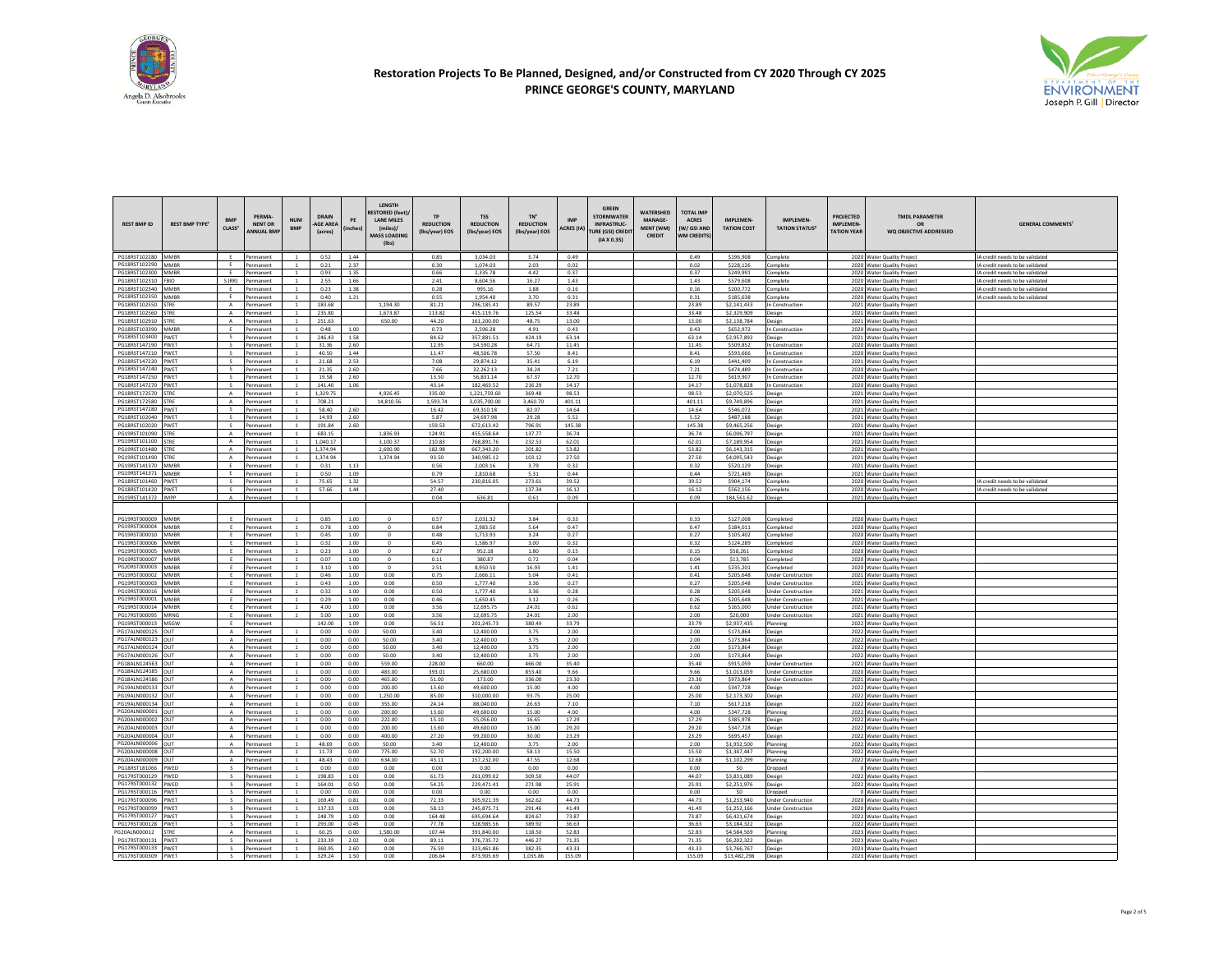# Restoration Projects To Be Planned, Designed, and/or Constructed from CY 2020 Through CY 2025
## PRINCE GEORGE'S COUNTY, MARYLAND

| REST BMP ID | REST BMP TYPE[1] | BMP CLASS[1] | PERMA-NENT OR ANNUAL BMP | NUM BMP | DRAIN-AGE AREA (acres) | PE (inches) | LENGTH RESTORED (feet)/ LANE MILES (miles)/ MASS LOADING (lbs) | TP REDUCTION (lbs/year) EOS | TSS REDUCTION (lbs/year) EOS | TN[4] REDUCTION (lbs/year) EOS | IMP ACRES (IA) | GREEN STORMWATER INFRASTRUC-TURE (GSI) CREDIT (IA X 0.35) | WATERSHED MANAGE-MENT (WM) CREDIT | TOTAL IMP ACRES (W/ GSI AND WM CREDITS) | IMPLEMEN-TATION COST | IMPLEMEN-TATION STATUS[3] | PROJECTED IMPLEMEN-TATION YEAR | TMDL PARAMETER OR WQ OBJECTIVE ADDRESSED | GENERAL COMMENTS[7] |
|---|---|---|---|---|---|---|---|---|---|---|---|---|---|---|---|---|---|---|---|
| PG18RST102280 | MMBR | E | Permanent | 1 | 0.52 | 1.44 | | 0.85 | 3,034.03 | 5.74 | 0.49 | | | 0.49 | $196,908 | Complete | 2020 | Water Quality Project | IA credit needs to be validated |
| PG18RST102290 | MMBR | E | Permanent | 1 | 0.21 | 2.37 | | 0.30 | 1,074.03 | 2.03 | 0.02 | | | 0.02 | $228,126 | Complete | 2020 | Water Quality Project | IA credit needs to be validated |
| PG18RST102300 | MMBR | E | Permanent | 1 | 0.93 | 1.35 | | 0.66 | 2,335.78 | 4.42 | 0.37 | | | 0.37 | $249,991 | Complete | 2020 | Water Quality Project | IA credit needs to be validated |
| PG18RST102310 | FBIO | S (RR) | Permanent | 1 | 2.55 | 1.66 | | 2.41 | 8,604.56 | 16.27 | 1.43 | | | 1.43 | $579,608 | Complete | 2020 | Water Quality Project | IA credit needs to be validated |
| PG18RST102340 | MMBR | E | Permanent | 1 | 0.23 | 1.38 | | 0.28 | 995.16 | 1.88 | 0.16 | | | 0.16 | $200,772 | Complete | 2020 | Water Quality Project | IA credit needs to be validated |
| PG18RST102350 | MMBR | E | Permanent | 1 | 0.40 | 1.21 | | 0.55 | 1,954.40 | 3.70 | 0.31 | | | 0.31 | $185,638 | Complete | 2020 | Water Quality Project | IA credit needs to be validated |
| PG18RST102550 | STRE | A | Permanent | 1 | 183.68 | | 1,194.30 | 81.21 | 296,185.41 | 89.57 | 23.89 | | | 23.89 | $2,141,433 | In Construction | 2021 | Water Quality Project | |
| PG18RST102560 | STRE | A | Permanent | 1 | 235.80 | | 1,673.87 | 113.82 | 415,119.76 | 125.54 | 33.48 | | | 33.48 | $2,329,909 | Design | 2021 | Water Quality Project | |
| PG18RST102910 | STRE | A | Permanent | 1 | 251.63 | | 650.00 | 44.20 | 161,200.00 | 48.75 | 13.00 | | | 13.00 | $2,138,784 | Design | 2021 | Water Quality Project | |
| PG18RST103390 | MMBR | E | Permanent | 1 | 0.48 | 1.00 | | 0.73 | 2,596.28 | 4.91 | 0.43 | | | 0.43 | $652,972 | In Construction | 2020 | Water Quality Project | |
| PG18RST103400 | PWET | S | Permanent | 1 | 246.43 | 1.58 | | 84.62 | 357,881.51 | 424.19 | 63.14 | | | 63.14 | $2,957,892 | Design | 2021 | Water Quality Project | |
| PG18RST147190 | PWET | S | Permanent | 1 | 31.36 | 2.60 | | 12.95 | 54,590.28 | 64.71 | 11.45 | | | 11.45 | $509,852 | In Construction | 2020 | Water Quality Project | |
| PG18RST147210 | PWET | S | Permanent | 1 | 40.50 | 1.44 | | 11.47 | 48,506.78 | 57.50 | 8.41 | | | 8.41 | $593,666 | In Construction | 2020 | Water Quality Project | |
| PG18RST147220 | PWET | S | Permanent | 1 | 21.68 | 2.53 | | 7.08 | 29,874.12 | 35.41 | 6.19 | | | 6.19 | $441,409 | In Construction | 2021 | Water Quality Project | |
| PG18RST147240 | PWET | S | Permanent | 1 | 21.35 | 2.60 | | 7.66 | 32,262.13 | 38.24 | 7.21 | | | 7.21 | $474,489 | In Construction | 2020 | Water Quality Project | |
| PG18RST147250 | PWET | S | Permanent | 1 | 19.58 | 2.60 | | 13.50 | 56,831.14 | 67.37 | 12.70 | | | 12.70 | $619,907 | In Construction | 2020 | Water Quality Project | |
| PG18RST147270 | PWET | S | Permanent | 1 | 141.40 | 1.06 | | 43.14 | 182,463.52 | 216.29 | 14.17 | | | 14.17 | $1,078,828 | In Construction | 2020 | Water Quality Project | |
| PG18RST172570 | STRE | A | Permanent | 1 | 1,329.75 | | 4,926.45 | 335.00 | 1,221,759.60 | 369.48 | 98.53 | | | 98.53 | $2,070,525 | Design | 2021 | Water Quality Project | |
| PG18RST172580 | STRE | A | Permanent | 1 | 708.21 | | 14,810.56 | 1,593.74 | 3,035,700.00 | 3,460.70 | 401.11 | | | 401.11 | $9,749,896 | Design | 2021 | Water Quality Project | |
| PG18RST147280 | PWET | S | Permanent | 1 | 58.40 | 2.60 | | 16.42 | 69,310.18 | 82.07 | 14.64 | | | 14.64 | $546,072 | Design | 2021 | Water Quality Project | |
| PG18RST102040 | PWET | S | Permanent | 1 | 14.93 | 2.60 | | 5.87 | 24,697.98 | 29.28 | 5.52 | | | 5.52 | $487,188 | Design | 2021 | Water Quality Project | |
| PG18RST102020 | PWET | S | Permanent | 1 | 191.84 | 2.60 | | 159.53 | 672,613.42 | 796.91 | 145.38 | | | 145.38 | $9,465,256 | Design | 2021 | Water Quality Project | |
| PG19RST101090 | STRE | A | Permanent | 1 | 683.15 | | 1,836.93 | 124.91 | 455,558.64 | 137.77 | 36.74 | | | 36.74 | $6,006,797 | Design | 2021 | Water Quality Project | |
| PG19RST101100 | STRE | A | Permanent | 1 | 1,040.17 | | 3,100.37 | 210.83 | 768,891.76 | 232.53 | 62.01 | | | 62.01 | $7,189,954 | Design | 2021 | Water Quality Project | |
| PG19RST101480 | STRE | A | Permanent | 1 | 1,374.94 | | 2,690.90 | 182.98 | 667,343.20 | 201.82 | 53.82 | | | 53.82 | $6,143,315 | Design | 2021 | Water Quality Project | |
| PG19RST101490 | STRE | A | Permanent | 1 | 1,374.94 | | 1,374.94 | 93.50 | 340,985.12 | 103.12 | 27.50 | | | 27.50 | $4,095,543 | Design | 2021 | Water Quality Project | |
| PG19RST141370 | MMBR | E | Permanent | 1 | 0.31 | 1.13 | | 0.56 | 2,003.16 | 3.79 | 0.32 | | | 0.32 | $520,129 | Design | 2021 | Water Quality Project | |
| PG19RST141371 | MMBR | E | Permanent | 1 | 0.50 | 1.09 | | 0.79 | 2,810.68 | 5.31 | 0.44 | | | 0.44 | $721,469 | Design | 2021 | Water Quality Project | |
| PG18RST101460 | PWET | S | Permanent | 1 | 75.65 | 1.32 | | 54.57 | 230,816.05 | 273.61 | 39.52 | | | 39.52 | $904,174 | Complete | 2020 | Water Quality Project | IA credit needs to be validated |
| PG18RST101420 | PWET | S | Permanent | 1 | 57.66 | 1.44 | | 27.40 | | 137.34 | 16.12 | | | 16.12 | $562,156 | Complete | 2020 | Water Quality Project | IA credit needs to be validated |
| PG19RST141372 | IMPP | A | Permanent | 1 | | | | 0.04 | 636.81 | 0.61 | 0.09 | | | 0.09 | 184,561.62 | Design | 2021 | Water Quality Project | |
| | | | | | | | | | | | | | | | | | | | |
| PG19RST000009 | MMBR | E | Permanent | 1 | 0.85 | 1.00 | 0 | 0.57 | 2,031.32 | 3.84 | 0.33 | | | 0.33 | $127,008 | Completed | 2020 | Water Quality Project | |
| PG19RST000004 | MMBR | E | Permanent | 1 | 0.78 | 1.00 | 0 | 0.84 | 2,983.50 | 5.64 | 0.47 | | | 0.47 | $184,011 | Completed | 2020 | Water Quality Project | |
| PG19RST000010 | MMBR | E | Permanent | 1 | 0.45 | 1.00 | 0 | 0.48 | 1,713.93 | 3.24 | 0.27 | | | 0.27 | $105,402 | Completed | 2020 | Water Quality Project | |
| PG19RST000006 | MMBR | E | Permanent | 1 | 0.32 | 1.00 | 0 | 0.45 | 1,586.97 | 3.00 | 0.32 | | | 0.32 | $124,289 | Completed | 2020 | Water Quality Project | |
| PG19RST000005 | MMBR | E | Permanent | 1 | 0.23 | 1.00 | 0 | 0.27 | 952.18 | 1.80 | 0.15 | | | 0.15 | $58,261 | Completed | 2020 | Water Quality Project | |
| PG19RST000007 | MMBR | E | Permanent | 1 | 0.07 | 1.00 | 0 | 0.11 | 380.87 | 0.72 | 0.04 | | | 0.04 | $13,785 | Completed | 2020 | Water Quality Project | |
| PG20RST000003 | MMBR | E | Permanent | 1 | 3.10 | 1.00 | 0 | 2.51 | 8,950.50 | 16.93 | 1.41 | | | 1.41 | $235,201 | Completed | 2020 | Water Quality Project | |
| PG19RST000002 | MMBR | E | Permanent | 1 | 0.46 | 1.00 | 0.00 | 0.75 | 2,666.11 | 5.04 | 0.41 | | | 0.41 | $205,648 | Under Construction | 2021 | Water Quality Project | |
| PG19RST000003 | MMBR | E | Permanent | 1 | 0.43 | 1.00 | 0.00 | 0.50 | 1,777.40 | 3.36 | 0.27 | | | 0.27 | $205,648 | Under Construction | 2021 | Water Quality Project | |
| PG19RST000016 | MMBR | E | Permanent | 1 | 0.32 | 1.00 | 0.00 | 0.50 | 1,777.40 | 3.36 | 0.28 | | | 0.28 | $205,648 | Under Construction | 2021 | Water Quality Project | |
| PG19RST000001 | MMBR | E | Permanent | 1 | 0.29 | 1.00 | 0.00 | 0.46 | 1,650.45 | 3.12 | 0.26 | | | 0.26 | $205,648 | Under Construction | 2021 | Water Quality Project | |
| PG19RST000014 | MMBR | E | Permanent | 1 | 4.00 | 1.00 | 0.00 | 3.56 | 12,695.75 | 24.01 | 0.62 | | | 0.62 | $165,000 | Under Construction | 2021 | Water Quality Project | |
| PG17RST000095 | MRNG | E | Permanent | 1 | 5.00 | 1.00 | 0.00 | 3.56 | 12,695.75 | 24.01 | 2.00 | | | 2.00 | $20,000 | Under Construction | 2021 | Water Quality Project | |
| PG19RST000013 | MSGW | E | Permanent | | 142.00 | 1.09 | 0.00 | 56.51 | 201,245.73 | 380.49 | 33.79 | | | 33.79 | $2,937,435 | Planning | 2022 | Water Quality Project | |
| PG17ALN000125 | OUT | A | Permanent | 1 | 0.00 | 0.00 | 50.00 | 3.40 | 12,400.00 | 3.75 | 2.00 | | | 2.00 | $173,864 | Design | 2022 | Water Quality Project | |
| PG17ALN000123 | OUT | A | Permanent | 1 | 0.00 | 0.00 | 50.00 | 3.40 | 12,400.00 | 3.75 | 2.00 | | | 2.00 | $173,864 | Design | 2022 | Water Quality Project | |
| PG17ALN000124 | OUT | A | Permanent | 1 | 0.00 | 0.00 | 50.00 | 3.40 | 12,400.00 | 3.75 | 2.00 | | | 2.00 | $173,864 | Design | 2022 | Water Quality Project | |
| PG17ALN000126 | OUT | A | Permanent | 1 | 0.00 | 0.00 | 50.00 | 3.40 | 12,400.00 | 3.75 | 2.00 | | | 2.00 | $173,864 | Design | 2022 | Water Quality Project | |
| PG18ALN124563 | OUT | A | Permanent | 1 | 0.00 | 0.00 | 559.00 | 228.00 | 660.00 | 466.00 | 35.40 | | | 35.40 | $915,059 | Under Construction | 2021 | Water Quality Project | |
| PG18ALN124585 | OUT | A | Permanent | 1 | 0.00 | 0.00 | 483.00 | 393.01 | 25,680.00 | 853.40 | 9.66 | | | 9.66 | $1,013,059 | Under Construction | 2020 | Water Quality Project | |
| PG18ALN124586 | OUT | A | Permanent | 1 | 0.00 | 0.00 | 465.00 | 51.00 | 173.00 | 336.00 | 23.30 | | | 23.30 | $973,864 | Under Construction | 2021 | Water Quality Project | |
| PG19ALN000133 | OUT | A | Permanent | 1 | 0.00 | 0.00 | 200.00 | 13.60 | 49,600.00 | 15.00 | 4.00 | | | 4.00 | $347,728 | Design | 2022 | Water Quality Project | |
| PG19ALN000132 | OUT | A | Permanent | 1 | 0.00 | 0.00 | 1,250.00 | 85.00 | 310,000.00 | 93.75 | 25.00 | | | 25.00 | $2,173,302 | Design | 2022 | Water Quality Project | |
| PG19ALN000134 | OUT | A | Permanent | 1 | 0.00 | 0.00 | 355.00 | 24.14 | 88,040.00 | 26.63 | 7.10 | | | 7.10 | $617,218 | Design | 2022 | Water Quality Project | |
| PG20ALN000001 | OUT | A | Permanent | 1 | 0.00 | 0.00 | 200.00 | 13.60 | 49,600.00 | 15.00 | 4.00 | | | 4.00 | $347,728 | Planning | 2022 | Water Quality Project | |
| PG20ALN000002 | OUT | A | Permanent | 1 | 0.00 | 0.00 | 222.00 | 15.10 | 55,056.00 | 16.65 | 17.29 | | | 17.29 | $385,978 | Design | 2022 | Water Quality Project | |
| PG20ALN000003 | OUT | A | Permanent | 1 | 0.00 | 0.00 | 200.00 | 13.60 | 49,600.00 | 15.00 | 29.20 | | | 29.20 | $347,728 | Design | 2022 | Water Quality Project | |
| PG20ALN000004 | OUT | A | Permanent | 1 | 0.00 | 0.00 | 400.00 | 27.20 | 99,200.00 | 30.00 | 23.29 | | | 23.29 | $695,457 | Design | 2022 | Water Quality Project | |
| PG20ALN000006 | OUT | A | Permanent | 1 | 48.69 | 0.00 | 50.00 | 3.40 | 12,400.00 | 3.75 | 2.00 | | | 2.00 | $1,932,500 | Planning | 2022 | Water Quality Project | |
| PG20ALN000008 | OUT | A | Permanent | 1 | 11.73 | 0.00 | 775.00 | 52.70 | 192,200.00 | 58.13 | 15.50 | | | 15.50 | $1,347,447 | Planning | 2022 | Water Quality Project | |
| PG20ALN000009 | OUT | A | Permanent | 1 | 48.43 | 0.00 | 634.00 | 43.11 | 157,232.00 | 47.55 | 12.68 | | | 12.68 | $1,102,299 | Planning | 2022 | Water Quality Project | |
| PG18RST181066 | PWED | S | Permanent | 1 | 0.00 | 0.00 | 0.00 | 0.00 | 0.00 | 0.00 | 0.00 | | | 0.00 | $0 | Dropped | 0 | Water Quality Project | |
| PG17RST000129 | PWED | S | Permanent | 1 | 198.83 | 1.01 | 0.00 | 61.73 | 261,099.02 | 309.50 | 44.07 | | | 44.07 | $3,831,089 | Design | 2022 | Water Quality Project | |
| PG17RST000132 | PWED | S | Permanent | 1 | 164.01 | 0.50 | 0.00 | 54.25 | 229,471.41 | 271.98 | 25.91 | | | 25.91 | $2,251,976 | Design | 2022 | Water Quality Project | |
| PG17RST000116 | PWET | S | Permanent | 1 | 0.00 | 0.00 | 0.00 | 0.00 | 0.00 | 0.00 | 0.00 | | | 0.00 | $0 | Dropped | 0 | Water Quality Project | |
| PG17RST000096 | PWET | S | Permanent | 1 | 169.49 | 0.81 | 0.00 | 72.33 | 305,921.39 | 362.62 | 44.73 | | | 44.73 | $1,233,940 | Under Construction | 2020 | Water Quality Project | |
| PG17RST000099 | PWET | S | Permanent | 1 | 137.33 | 1.03 | 0.00 | 58.13 | 245,875.71 | 291.46 | 41.49 | | | 41.49 | $1,252,166 | Under Construction | 2020 | Water Quality Project | |
| PG17RST000127 | PWET | S | Permanent | 1 | 248.79 | 1.00 | 0.00 | 164.48 | 695,694.64 | 824.67 | 73.87 | | | 73.87 | $6,421,674 | Design | 2022 | Water Quality Project | |
| PG17RST000128 | PWET | S | Permanent | 1 | 293.00 | 0.45 | 0.00 | 77.78 | 328,985.56 | 389.92 | 36.63 | | | 36.63 | $3,184,322 | Design | 2022 | Water Quality Project | |
| PG20ALN000012 | STRE | A | Permanent | 1 | 60.25 | 0.00 | 1,580.00 | 107.44 | 391,840.00 | 118.50 | 52.83 | | | 52.83 | $4,584,569 | Planning | 2023 | Water Quality Project | |
| PG17RST000131 | PWET | S | Permanent | 1 | 233.39 | 2.02 | 0.00 | 89.11 | 376,735.72 | 446.27 | 71.35 | | | 71.35 | $6,202,322 | Design | 2023 | Water Quality Project | |
| PG17RST000133 | PWET | S | Permanent | 1 | 360.95 | 2.60 | 0.00 | 76.59 | 323,461.86 | 382.35 | 43.33 | | | 43.33 | $3,766,767 | Design | 2023 | Water Quality Project | |
| PG17RST000309 | PWET | S | Permanent | 1 | 329.24 | 1.50 | 0.00 | 206.64 | 873,905.69 | 1,035.86 | 155.09 | | | 155.09 | $13,482,298 | Design | 2023 | Water Quality Project | |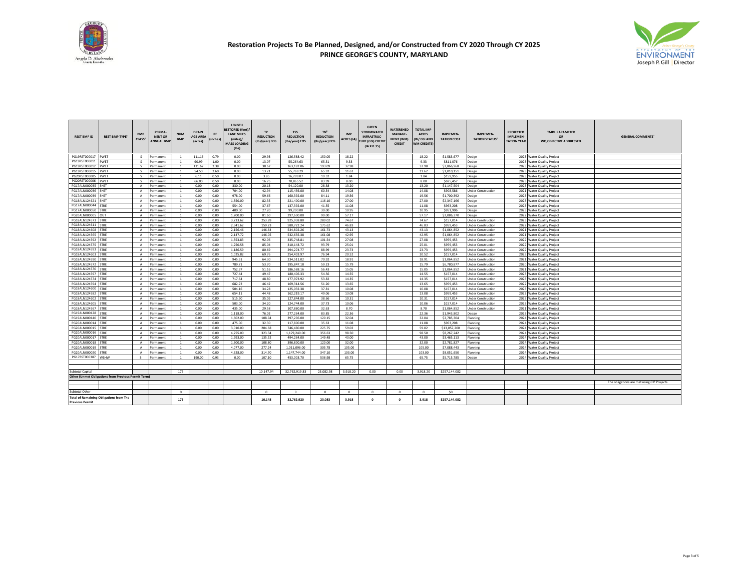# Restoration Projects To Be Planned, Designed, and/or Constructed from CY 2020 Through CY 2025
## PRINCE GEORGE'S COUNTY, MARYLAND

Angela D. Alsobrooks, County Executive

Department of the Environment, Joseph P. Gill | Director

| REST BMP ID | REST BMP TYPE[1] | BMP CLASS[1] | PERMANENT OR ANNUAL BMP | NUM BMP | DRAINAGE AREA (acres) | PE (inches) | LENGTH RESTORED (feet)/ LANE MILES (miles)/ MASS LOADING (lbs) | TP REDUCTION (lbs/year) EOS | TSS REDUCTION (lbs/year) EOS | TN[2] REDUCTION (lbs/year) EOS | IMP ACRES (IA) | GREEN STORMWATER INFRASTRUCTURE (GSI) CREDIT (IA X 0.35) | WATERSHED MANAGEMENT (WM) CREDIT | TOTAL IMP ACRES (W/ GSI AND WM CREDITS) | IMPLEMENTATION COST | IMPLEMENTATION STATUS[3] | PROJECTED IMPLEMENTATION YEAR | TMDL PARAMETER OR WQ OBJECTIVE ADDRESSED | GENERAL COMMENTS[7] |
|---|---|---|---|---|---|---|---|---|---|---|---|---|---|---|---|---|---|---|---|
| PG19RST000017 | PWET | S | Permanent | 1 | 111.16 | 0.79 | 0.00 | 29.93 | 126,588.42 | 150.05 | 18.22 | | | 18.22 | $1,583,677 | Design | 2023 | Water Quality Project | |
| PG19RST000011 | PWET | S | Permanent | 1 | 90.99 | 1.00 | 0.00 | 13.07 | 55,264.63 | 65.51 | 9.33 | | | 9.33 | $811,076 | Design | 2023 | Water Quality Project | |
| PG19RST000012 | PWET | S | Permanent | 1 | 131.62 | 2.38 | 0.00 | 38.62 | 163,182.06 | 193.09 | 32.98 | | | 32.98 | $2,866,968 | Design | 2023 | Water Quality Project | |
| PG19RST000015 | PWET | S | Permanent | 1 | 54.50 | 2.60 | 0.00 | 13.21 | 55,769.29 | 65.92 | 11.62 | | | 11.62 | $1,010,151 | Design | 2023 | Water Quality Project | |
| PG20RST000005 | PWET | S | Permanent | 1 | 6.11 | 0.50 | 0.00 | 3.85 | 16,299.07 | 19.32 | 1.84 | | | 1.84 | $159,955 | Design | 2023 | Water Quality Project | |
| PG20RST000006 | PWET | S | Permanent | 1 | 66.00 | 0.50 | 0.00 | 16.75 | 70,865.52 | 83.99 | 8.00 | | | 8.00 | $695,457 | Design | 2023 | Water Quality Project | |
| PG17ALN000035 | SHST | A | Permanent | 1 | 0.00 | 0.00 | 330.00 | 20.13 | 54,120.00 | 28.38 | 13.20 | | | 13.20 | $1,147,504 | Design | 2023 | Water Quality Project | |
| PG17ALN000036 | SHST | A | Permanent | 1 | 0.00 | 0.00 | 704.00 | 42.94 | 115,456.00 | 60.54 | 14.08 | | | 14.08 | $908,586 | Under Construction | 2021 | Water Quality Project | |
| PG17ALN000039 | SHST | A | Permanent | 1 | 0.00 | 0.00 | 978.00 | 59.66 | 160,392.00 | 84.11 | 19.56 | | | 19.56 | $1,700,392 | Design | 2023 | Water Quality Project | |
| PG18ALN124621 | SHST | A | Permanent | 1 | 0.00 | 0.00 | 1,350.00 | 82.35 | 221,400.00 | 116.10 | 27.00 | | | 27.00 | $2,347,166 | Design | 2023 | Water Quality Project | |
| PG17ALN000044 | STRE | A | Permanent | 1 | 0.00 | 0.00 | 554.00 | 37.67 | 137,392.00 | 41.55 | 11.08 | | | 11.08 | $963,208 | Design | 2023 | Water Quality Project | |
| PG17ALN000050 | STRE | A | Permanent | 1 | 0.00 | 0.00 | 400.00 | 27.20 | 99,200.00 | 30.00 | 10.95 | | | 10.95 | $951,906 | Design | 2023 | Water Quality Project | |
| PG20ALN000005 | OUT | A | Permanent | 1 | 0.00 | 0.00 | 1,200.00 | 81.60 | 297,600.00 | 90.00 | 57.17 | | | 57.17 | $2,086,370 | Design | 2022 | Water Quality Project | |
| PG18ALN124573 | STRE | A | Permanent | 1 | 0.00 | 0.00 | 3,733.62 | 253.89 | 925,938.80 | 280.02 | 74.67 | | | 74.67 | $157,014 | Under Construction | 2023 | Water Quality Project | |
| PG18ALN124611 | STRE | A | Permanent | 1 | 0.00 | 0.00 | 2,341.62 | 159.23 | 580,722.24 | 175.62 | 46.83 | | | 46.83 | $959,453 | Under Construction | 2022 | Water Quality Project | |
| PG18ALN124608 | STRE | A | Permanent | 1 | 0.00 | 0.00 | 2,156.46 | 146.64 | 534,802.26 | 161.73 | 43.13 | | | 43.13 | $1,064,852 | Under Construction | 2021 | Water Quality Project | |
| PG18ALN124565 | STRE | A | Permanent | 1 | 0.00 | 0.00 | 2,147.72 | 146.05 | 532,635.38 | 161.08 | 42.95 | | | 42.95 | $1,064,852 | Under Construction | 2021 | Water Quality Project | |
| PG18ALN124592 | STRE | A | Permanent | 1 | 0.00 | 0.00 | 1,353.83 | 92.06 | 335,748.81 | 101.54 | 27.08 | | | 27.08 | $959,453 | Under Construction | 2022 | Water Quality Project | |
| PG18ALN124575 | STRE | A | Permanent | 1 | 0.00 | 0.00 | 1,250.58 | 85.04 | 310,143.72 | 93.79 | 25.01 | | | 25.01 | $959,453 | Under Construction | 2022 | Water Quality Project | |
| PG18ALN124593 | STRE | A | Permanent | 1 | 0.00 | 0.00 | 1,186.59 | 80.69 | 294,274.77 | 88.99 | 23.73 | | | 23.73 | $959,453 | Under Construction | 2022 | Water Quality Project | |
| PG18ALN124603 | STRE | A | Permanent | 1 | 0.00 | 0.00 | 1,025.82 | 69.76 | 254,403.97 | 76.94 | 20.52 | | | 20.52 | $157,014 | Under Construction | 2023 | Water Quality Project | |
| PG18ALN124590 | STRE | A | Permanent | 1 | 0.00 | 0.00 | 945.61 | 64.30 | 234,511.02 | 70.92 | 18.91 | | | 18.91 | $1,064,852 | Under Construction | 2021 | Water Quality Project | |
| PG18ALN124572 | STRE | A | Permanent | 1 | 0.00 | 0.00 | 789.71 | 53.70 | 195,847.18 | 59.23 | 15.79 | | | 15.79 | $6,780,877 | Under Construction | 2020 | Water Quality Project | |
| PG18ALN124570 | STRE | A | Permanent | 1 | 0.00 | 0.00 | 752.37 | 51.16 | 186,588.16 | 56.43 | 15.05 | | | 15.05 | $1,064,852 | Under Construction | 2021 | Water Quality Project | |
| PG18ALN124597 | STRE | A | Permanent | 1 | 0.00 | 0.00 | 727.44 | 49.47 | 180,406.33 | 54.56 | 14.55 | | | 14.55 | $157,014 | Under Construction | 2023 | Water Quality Project | |
| PG18ALN124574 | STRE | A | Permanent | 1 | 0.00 | 0.00 | 717.64 | 48.80 | 177,973.92 | 53.82 | 14.35 | | | 14.35 | $157,014 | Under Construction | 2023 | Water Quality Project | |
| PG18ALN124594 | STRE | A | Permanent | 1 | 0.00 | 0.00 | 682.72 | 46.42 | 169,314.56 | 51.20 | 13.65 | | | 13.65 | $959,453 | Under Construction | 2022 | Water Quality Project | |
| PG18ALN124600 | STRE | A | Permanent | 1 | 0.00 | 0.00 | 504.16 | 34.28 | 125,032.38 | 37.81 | 10.08 | | | 10.08 | $157,014 | Under Construction | 2023 | Water Quality Project | |
| PG18ALN124582 | STRE | A | Permanent | 1 | 0.00 | 0.00 | 654.11 | 44.48 | 162,219.17 | 49.06 | 13.08 | | | 13.08 | $959,453 | Under Construction | 2022 | Water Quality Project | |
| PG18ALN124602 | STRE | A | Permanent | 1 | 0.00 | 0.00 | 515.50 | 35.05 | 127,844.00 | 38.66 | 10.31 | | | 10.31 | $157,014 | Under Construction | 2023 | Water Quality Project | |
| PG18ALN124605 | STRE | A | Permanent | 1 | 0.00 | 0.00 | 503.00 | 34.20 | 124,744.00 | 37.73 | 10.06 | | | 10.06 | $157,014 | Under Construction | 2023 | Water Quality Project | |
| PG18ALN124567 | STRE | A | Permanent | 1 | 0.00 | 0.00 | 435.00 | 29.58 | 107,880.00 | 32.63 | 8.70 | | | 8.70 | $1,064,852 | Under Construction | 2021 | Water Quality Project | |
| PG19ALN000128 | STRE | A | Permanent | 1 | 0.00 | 0.00 | 1,118.00 | 76.02 | 277,264.00 | 83.85 | 22.36 | | | 22.36 | $1,943,802 | Design | 2023 | Water Quality Project | |
| PG19ALN000140 | STRE | A | Permanent | 1 | 0.00 | 0.00 | 1,602.00 | 108.94 | 397,296.00 | 120.15 | 32.04 | | | 32.04 | $2,785,304 | Planning | 2024 | Water Quality Project | |
| PG20ALN000014 | STRE | A | Permanent | 1 | 0.00 | 0.00 | 475.00 | 32.30 | 117,800.00 | 35.63 | 11.08 | | | 11.08 | $963,208 | Planning | 2024 | Water Quality Project | |
| PG20ALN000015 | STRE | A | Permanent | 1 | 0.00 | 0.00 | 3,010.00 | 204.68 | 746,480.00 | 225.75 | 59.02 | | | 59.02 | $13,057,200 | Planning | 2024 | Water Quality Project | |
| PG20ALN000016 | STRE | A | Permanent | 1 | 0.00 | 0.00 | 4,755.00 | 323.34 | 1,179,240.00 | 356.63 | 98.50 | | | 98.50 | $8,267,242 | Planning | 2024 | Water Quality Project | |
| PG20ALN000017 | STRE | A | Permanent | 1 | 0.00 | 0.00 | 1,993.00 | 135.52 | 494,264.00 | 149.48 | 43.00 | | | 43.00 | $3,465,113 | Planning | 2024 | Water Quality Project | |
| PG20ALN000018 | STRE | A | Permanent | 1 | 0.00 | 0.00 | 1,600.00 | 108.80 | 396,800.00 | 120.00 | 32.00 | | | 32.00 | $2,781,827 | Planning | 2024 | Water Quality Project | |
| PG20ALN000019 | STRE | A | Permanent | 1 | 0.00 | 0.00 | 4,077.00 | 277.24 | 1,011,096.00 | 305.78 | 105.00 | | | 105.00 | $7,088,443 | Planning | 2024 | Water Quality Project | |
| PG20ALN000020 | STRE | A | Permanent | 1 | 0.00 | 0.00 | 4,628.00 | 314.70 | 1,147,744.00 | 347.10 | 103.00 | | | 103.00 | $8,051,650 | Planning | 2024 | Water Quality Project | |
| PG17RST000387 | WSHW | S | Permanent | 1 | 190.00 | 0.93 | 0.00 | 107.10 | 453,003.70 | 536.98 | 65.75 | | | 65.75 | $5,715,785 | Design | 2024 | Water Quality Project | |
| | | | | | | | | | | | | | | | | | | | |
| Subtotal Capital | | | | 175 | | | | 10,147.94 | 32,762,919.83 | 23,082.98 | 3,918.20 | 0.00 | 0.00 | 3,918.20 | $257,144,082 | | | | |
| **Other (Unmet Obligations from Previous Permit Term)** | | | | | | | | | | | | | | | | | | | |
| | | | | | | | | | | | | | | | | | | | The obligations are met using CIP Projects. |
| Subtotal Other | | | | 0 | | | | 0 | 0 | 0 | 0 | 0 | 0 | 0 | $0 | | | | |
| **Total of Remaining Obligations from The Previous Permit** | | | | 175 | | | | 10,148 | 32,762,920 | 23,083 | 3,918 | 0 | 0 | 3,918 | $257,144,082 | | | | |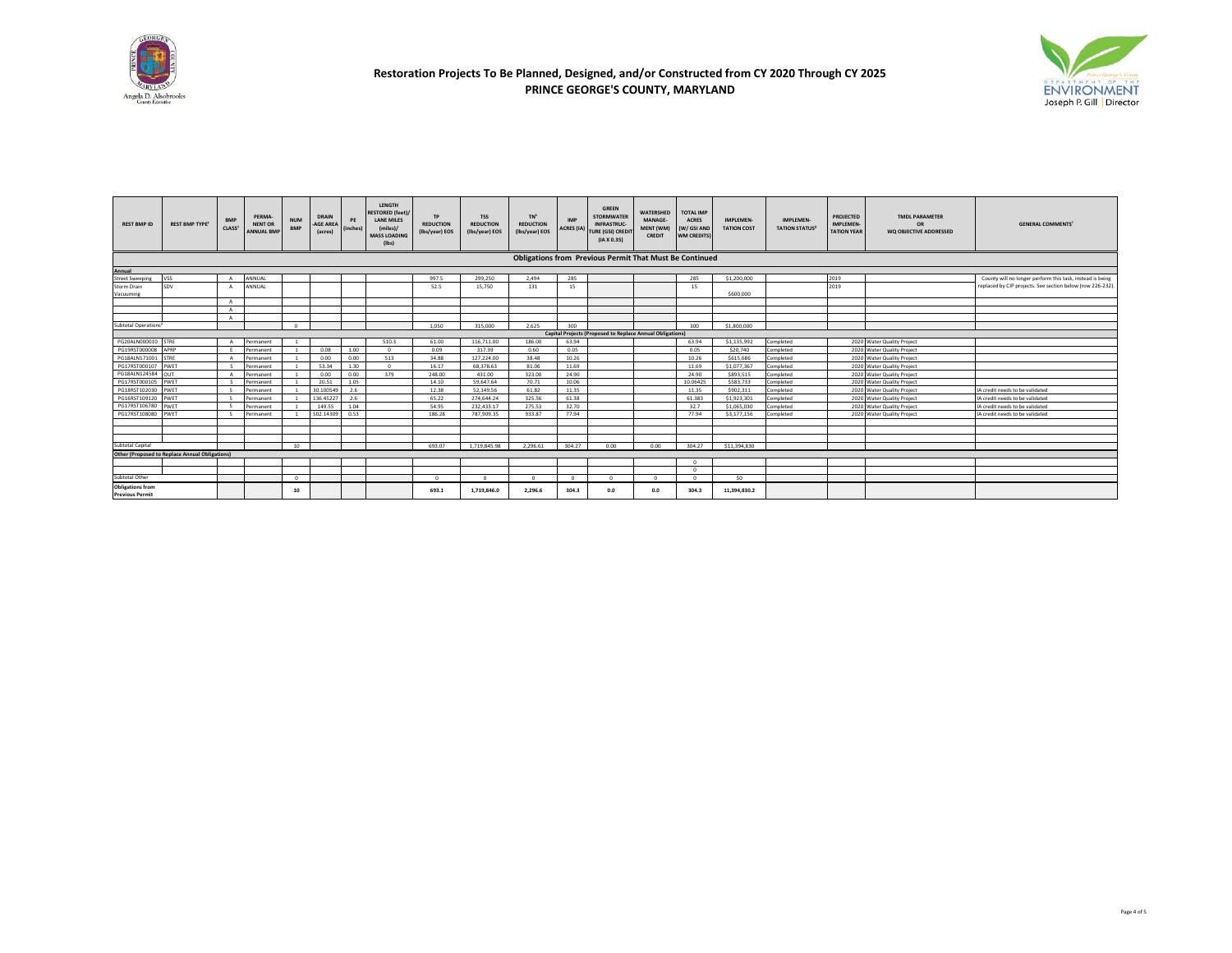# Restoration Projects To Be Planned, Designed, and/or Constructed from CY 2020 Through CY 2025
## PRINCE GEORGE'S COUNTY, MARYLAND

Angela D. Alsobrooks, County Executive

Department of the Environment, Joseph P. Gill | Director

| REST BMP ID | REST BMP TYPE[1] | BMP CLASS[1] | PERMANENT OR ANNUAL BMP | NUM BMP | DRAINAGE AREA (acres) | PE (inches) | LENGTH RESTORED (feet)/ LANE MILES (miles)/ MASS LOADING (lbs) | TP REDUCTION (lbs/year) EOS | TSS REDUCTION (lbs/year) EOS | TN[4] REDUCTION (lbs/year) EOS | IMP ACRES (IA) | GREEN STORMWATER INFRASTRUCTURE (GSI) CREDIT (IA X 0.35) | WATERSHED MANAGEMENT (WM) CREDIT | TOTAL IMP ACRES (W/ GSI AND WM CREDITS) | IMPLEMENTATION COST | IMPLEMENTATION STATUS[5] | PROJECTED IMPLEMENTATION YEAR | TMDL PARAMETER OR WQ OBJECTIVE ADDRESSED | GENERAL COMMENTS[7] |
|---|---|---|---|---|---|---|---|---|---|---|---|---|---|---|---|---|---|---|---|
| **Obligations from Previous Permit That Must Be Continued** | | | | | | | | | | | | | | | | | | | |
| **Annual** | | | | | | | | | | | | | | | | | | | |
| Street Sweeping | VSS | A | ANNUAL | | | | | 997.5 | 299,250 | 2,494 | 285 | | | 285 | $1,200,000 | | 2019 | | County will no longer perform this task, instead is being replaced by CIP projects. See section below (row 226-232). |
| Storm Drain Vacuuming | SDV | A | ANNUAL | | | | | 52.5 | 15,750 | 131 | 15 | | | 15 | $600,000 | | 2019 | | |
| | | A | | | | | | | | | | | | | | | | | |
| | | A | | | | | | | | | | | | | | | | | |
| | | A | | | | | | | | | | | | | | | | | |
| Subtotal Operations[3] | | | | 0 | | | | 1,050 | 315,000 | 2,625 | 300 | | | 300 | $1,800,000 | | | | |
| **Capital Projects (Proposed to Replace Annual Obligations)** | | | | | | | | | | | | | | | | | | | |
| PG20ALN000010 | STRE | A | Permanent | 1 | | | 510.3 | 61.00 | 116,711.00 | 186.00 | 63.94 | | | 63.94 | $1,135,992 | Completed | 2020 | Water Quality Project | |
| PG19RST000008 | APRP | E | Permanent | 1 | 0.08 | 1.00 | 0 | 0.09 | 317.39 | 0.60 | 0.05 | | | 0.05 | $20,740 | Completed | 2020 | Water Quality Project | |
| PG18ALN171001 | STRE | A | Permanent | 1 | 0.00 | 0.00 | 513 | 34.88 | 127,224.00 | 38.48 | 10.26 | | | 10.26 | $615,686 | Completed | 2020 | Water Quality Project | |
| PG17RST000107 | PWET | S | Permanent | 1 | 53.34 | 1.30 | 0 | 16.17 | 68,378.63 | 81.06 | 11.69 | | | 11.69 | $1,077,367 | Completed | 2020 | Water Quality Project | |
| PG18ALN124584 | OUT | A | Permanent | 1 | 0.00 | 0.00 | 379 | 248.00 | 431.00 | 323.00 | 24.90 | | | 24.90 | $893,515 | Completed | 2020 | Water Quality Project | |
| PG17RST000105 | PWET | S | Permanent | 1 | 20.51 | 1.05 | | 14.10 | 59,647.64 | 70.71 | 10.06 | | | 10.06425 | $583,733 | Completed | 2020 | Water Quality Project | |
| PG18RST102030 | PWET | S | Permanent | 1 | 30.100549 | 2.6 | | 12.38 | 52,149.56 | 61.82 | 11.35 | | | 11.35 | $902,311 | Completed | 2020 | Water Quality Project | IA credit needs to be validated |
| PG16RST109120 | PWET | S | Permanent | 1 | 136.45227 | 2.6 | | 65.22 | 274,644.24 | 325.56 | 61.38 | | | 61.383 | $1,923,301 | Completed | 2020 | Water Quality Project | IA credit needs to be validated |
| PG17RST106780 | PWET | S | Permanent | 1 | 149.55 | 1.04 | | 54.95 | 232,433.17 | 275.53 | 32.70 | | | 32.7 | $1,065,030 | Completed | 2020 | Water Quality Project | IA credit needs to be validated |
| PG17RST108080 | PWET | S | Permanent | 1 | 502.14309 | 0.53 | | 186.28 | 787,909.35 | 933.87 | 77.94 | | | 77.94 | $3,177,156 | Completed | 2020 | Water Quality Project | IA credit needs to be validated |
| | | | | | | | | | | | | | | | | | | | |
| | | | | | | | | | | | | | | | | | | | |
| | | | | | | | | | | | | | | | | | | | |
| Subtotal Capital | | | | 10 | | | | 693.07 | 1,719,845.98 | 2,296.61 | 304.27 | 0.00 | 0.00 | 304.27 | $11,394,830 | | | | |
| **Other (Proposed to Replace Annual Obligations)** | | | | | | | | | | | | | | | | | | | |
| | | | | | | | | | | | | | | 0 | | | | | |
| | | | | | | | | | | | | | | 0 | | | | | |
| Subtotal Other | | | | 0 | | | | 0 | 0 | 0 | 0 | 0 | 0 | 0 | $0 | | | | |
| **Obligations from Previous Permit** | | | | **10** | | | | **693.1** | **1,719,846.0** | **2,296.6** | **304.3** | **0.0** | **0.0** | **304.3** | **11,394,830.2** | | | | |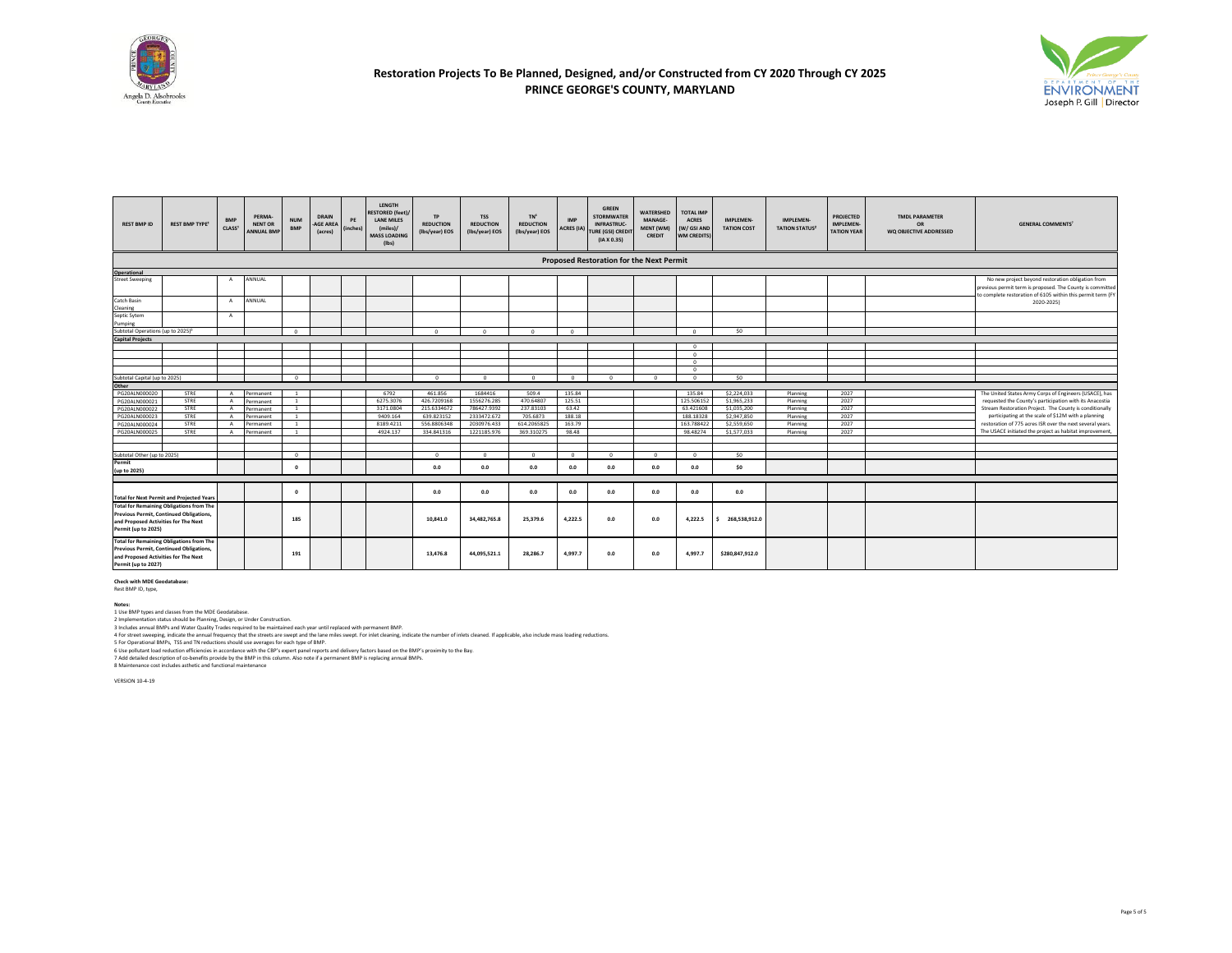# Restoration Projects To Be Planned, Designed, and/or Constructed from CY 2020 Through CY 2025
## PRINCE GEORGE'S COUNTY, MARYLAND

| REST BMP ID | REST BMP TYPE[1] | BMP CLASS[3] | PERMA-NENT OR ANNUAL BMP | NUM BMP | DRAIN-AGE AREA (acres) | PE (inches) | LENGTH RESTORED (feet)/ LANE MILES (miles)/ MASS LOADING (lbs) | TP REDUCTION (lbs/year) EOS | TSS REDUCTION (lbs/year) EOS | TN[6] REDUCTION (lbs/year) EOS | IMP ACRES (IA) | GREEN STORMWATER INFRASTRUC-TURE (GSI) CREDIT (IA X 0.35) | WATERSHED MANAGE-MENT (WM) CREDIT | TOTAL IMP ACRES (W/ GSI AND WM CREDITS) | IMPLEMEN-TATION COST | IMPLEMEN-TATION STATUS[2] | PROJECTED IMPLEMEN-TATION YEAR | TMDL PARAMETER OR WQ OBJECTIVE ADDRESSED | GENERAL COMMENTS[7] |
|---|---|---|---|---|---|---|---|---|---|---|---|---|---|---|---|---|---|---|---|
| **Proposed Restoration for the Next Permit** | | | | | | | | | | | | | | | | | | | |
| **Operational** | | | | | | | | | | | | | | | | | | | |
| Street Sweeping | | A | ANNUAL | | | | | | | | | | | | | | | | No new project beyond restoration obligation from previous permit term is proposed. The County is committed to complete restoration of 6105 within this permit term (FY 2020-2025) |
| Catch Basin Cleaning | | A | ANNUAL | | | | | | | | | | | | | | | | |
| Septic Sytem Pumping | | A | | | | | | | | | | | | | | | | | |
| Subtotal Operations (up to 2025)[5] | | | | 0 | | | | 0 | 0 | 0 | 0 | | | 0 | $0 | | | | |
| **Capital Projects** | | | | | | | | | | | | | | | | | | | |
| | | | | | | | | | | | | | | 0 | | | | | |
| | | | | | | | | | | | | | | 0 | | | | | |
| | | | | | | | | | | | | | | 0 | | | | | |
| | | | | | | | | | | | | | | 0 | | | | | |
| Subtotal Capital (up to 2025) | | | | 0 | | | | 0 | 0 | 0 | 0 | 0 | 0 | 0 | $0 | | | | |
| **Other** | | | | | | | | | | | | | | | | | | | |
| PG20ALN000020 | STRE | A | Permanent | 1 | | | 6792 | 461.856 | 1684416 | 509.4 | 135.84 | | | 135.84 | $2,224,033 | Planning | 2027 | | The United States Army Corps of Engineers (USACE), has requested the County's participation with its Anacostia Stream Restoration Project. The County is conditionally participating at the scale of $12M with a planning restoration of 775 acres ISR over the next several years. The USACE initiated the project as habitat improvement, |
| PG20ALN000021 | STRE | A | Permanent | 1 | | | 6275.3076 | 426.7209168 | 1556276.285 | 470.64807 | 125.51 | | | 125.506152 | $1,965,233 | Planning | 2027 | | |
| PG20ALN000022 | STRE | A | Permanent | 1 | | | 3171.0804 | 215.6334672 | 786427.9392 | 237.83103 | 63.42 | | | 63.421608 | $1,035,200 | Planning | 2027 | | |
| PG20ALN000023 | STRE | A | Permanent | 1 | | | 9409.164 | 639.823152 | 2333472.672 | 705.6873 | 188.18 | | | 188.18328 | $2,947,850 | Planning | 2027 | | |
| PG20ALN000024 | STRE | A | Permanent | 1 | | | 8189.4211 | 556.8806348 | 2030976.433 | 614.2065825 | 163.79 | | | 163.788422 | $2,559,650 | Planning | 2027 | | |
| PG20ALN000025 | STRE | A | Permanent | 1 | | | 4924.137 | 334.841316 | 1221185.976 | 369.310275 | 98.48 | | | 98.48274 | $1,577,033 | Planning | 2027 | | |
| | | | | | | | | | | | | | | | | | | | |
| Subtotal Other (up to 2025) | | | | 0 | | | | 0 | 0 | 0 | 0 | 0 | 0 | 0 | $0 | | | | |
| **Permit (up to 2025)** | | | | 0 | | | | 0.0 | 0.0 | 0.0 | 0.0 | 0.0 | 0.0 | 0.0 | $0 | | | | |
| **Total for Next Permit and Projected Years** | | | | 0 | | | | 0.0 | 0.0 | 0.0 | 0.0 | 0.0 | 0.0 | 0.0 | 0.0 | | | | |
| **Total for Remaining Obligations from The Previous Permit, Continued Obligations, and Proposed Activities for The Next Permit (up to 2025)** | | | | 185 | | | | 10,841.0 | 34,482,765.8 | 25,379.6 | 4,222.5 | 0.0 | 0.0 | 4,222.5 | $ 268,538,912.0 | | | | |
| **Total for Remaining Obligations from The Previous Permit, Continued Obligations, and Proposed Activities for The Next Permit (up to 2027)** | | | | 191 | | | | 13,476.8 | 44,095,521.1 | 28,286.7 | 4,997.7 | 0.0 | 0.0 | 4,997.7 | $280,847,912.0 | | | | |

**Check with MDE Geodatabase:**
Rest BMP ID, type,

**Notes:**
1 Use BMP types and classes from the MDE Geodatabase.
2 Implementation status should be Planning, Design, or Under Construction.
3 Includes annual BMPs and Water Quality Trades required to be maintained each year until replaced with permanent BMP.
4 For street sweeping, indicate the annual frequency that the streets are swept and the lane miles swept. For inlet cleaning, indicate the number of inlets cleaned. If applicable, also include mass loading reductions.
5 For Operational BMPs, TSS and TN reductions should use averages for each type of BMP.
6 Use pollutant load reduction efficiencies in accordance with the CBP's expert panel reports and delivery factors based on the BMP's proximity to the Bay.
7 Add detailed description of co-benefits provide by the BMP in this column. Also note if a permanent BMP is replacing annual BMPs.
8 Maintenance cost includes asthetic and functional maintenance

VERSION 10-4-19